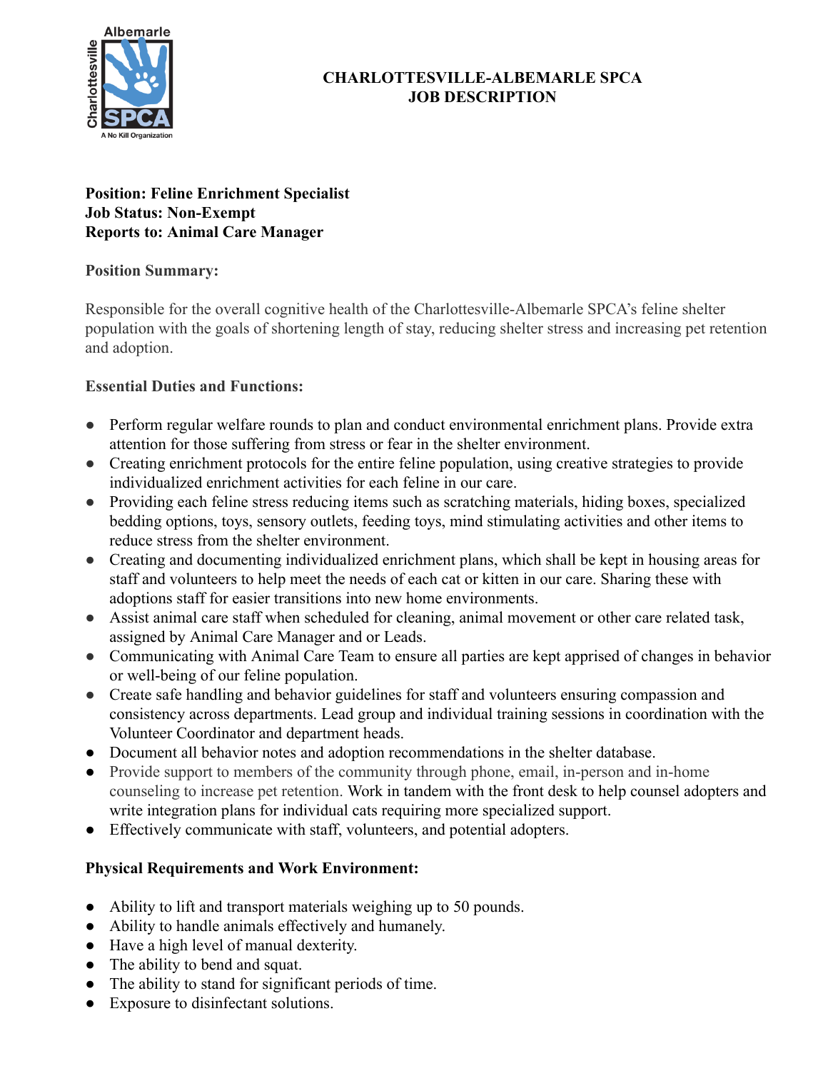# CHARLOTTESVILLE-ALBEMARLE SPCA
# JOB DESCRIPTION

**Position: Feline Enrichment Specialist**
**Job Status: Non-Exempt**
**Reports to: Animal Care Manager**

**Position Summary:**

Responsible for the overall cognitive health of the Charlottesville-Albemarle SPCA's feline shelter population with the goals of shortening length of stay, reducing shelter stress and increasing pet retention and adoption.

**Essential Duties and Functions:**

- Perform regular welfare rounds to plan and conduct environmental enrichment plans. Provide extra attention for those suffering from stress or fear in the shelter environment.
- Creating enrichment protocols for the entire feline population, using creative strategies to provide individualized enrichment activities for each feline in our care.
- Providing each feline stress reducing items such as scratching materials, hiding boxes, specialized bedding options, toys, sensory outlets, feeding toys, mind stimulating activities and other items to reduce stress from the shelter environment.
- Creating and documenting individualized enrichment plans, which shall be kept in housing areas for staff and volunteers to help meet the needs of each cat or kitten in our care. Sharing these with adoptions staff for easier transitions into new home environments.
- Assist animal care staff when scheduled for cleaning, animal movement or other care related task, assigned by Animal Care Manager and or Leads.
- Communicating with Animal Care Team to ensure all parties are kept apprised of changes in behavior or well-being of our feline population.
- Create safe handling and behavior guidelines for staff and volunteers ensuring compassion and consistency across departments. Lead group and individual training sessions in coordination with the Volunteer Coordinator and department heads.
- Document all behavior notes and adoption recommendations in the shelter database.
- Provide support to members of the community through phone, email, in-person and in-home counseling to increase pet retention. Work in tandem with the front desk to help counsel adopters and write integration plans for individual cats requiring more specialized support.
- Effectively communicate with staff, volunteers, and potential adopters.

**Physical Requirements and Work Environment:**

- Ability to lift and transport materials weighing up to 50 pounds.
- Ability to handle animals effectively and humanely.
- Have a high level of manual dexterity.
- The ability to bend and squat.
- The ability to stand for significant periods of time.
- Exposure to disinfectant solutions.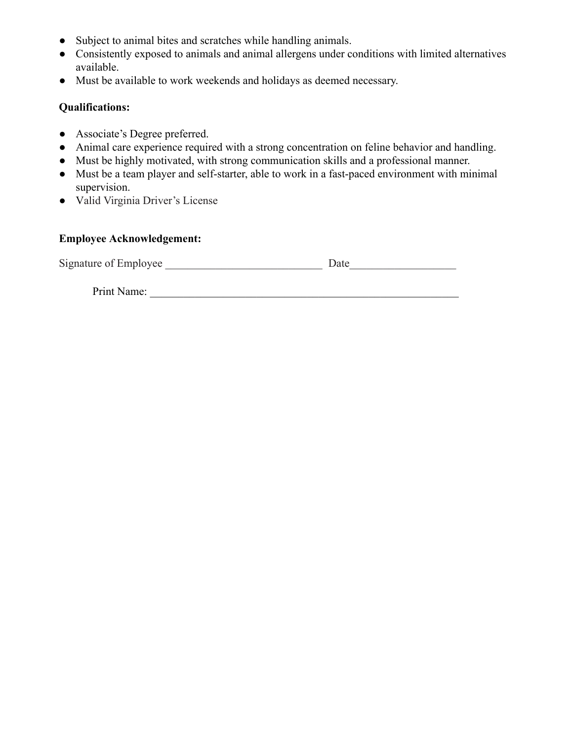- Subject to animal bites and scratches while handling animals.
- Consistently exposed to animals and animal allergens under conditions with limited alternatives available.
- Must be available to work weekends and holidays as deemed necessary.

**Qualifications:**

- Associate's Degree preferred.
- Animal care experience required with a strong concentration on feline behavior and handling.
- Must be highly motivated, with strong communication skills and a professional manner.
- Must be a team player and self-starter, able to work in a fast-paced environment with minimal supervision.
- Valid Virginia Driver's License

**Employee Acknowledgement:**

Signature of Employee ____________________________ Date___________________

Print Name: ________________________________________________________